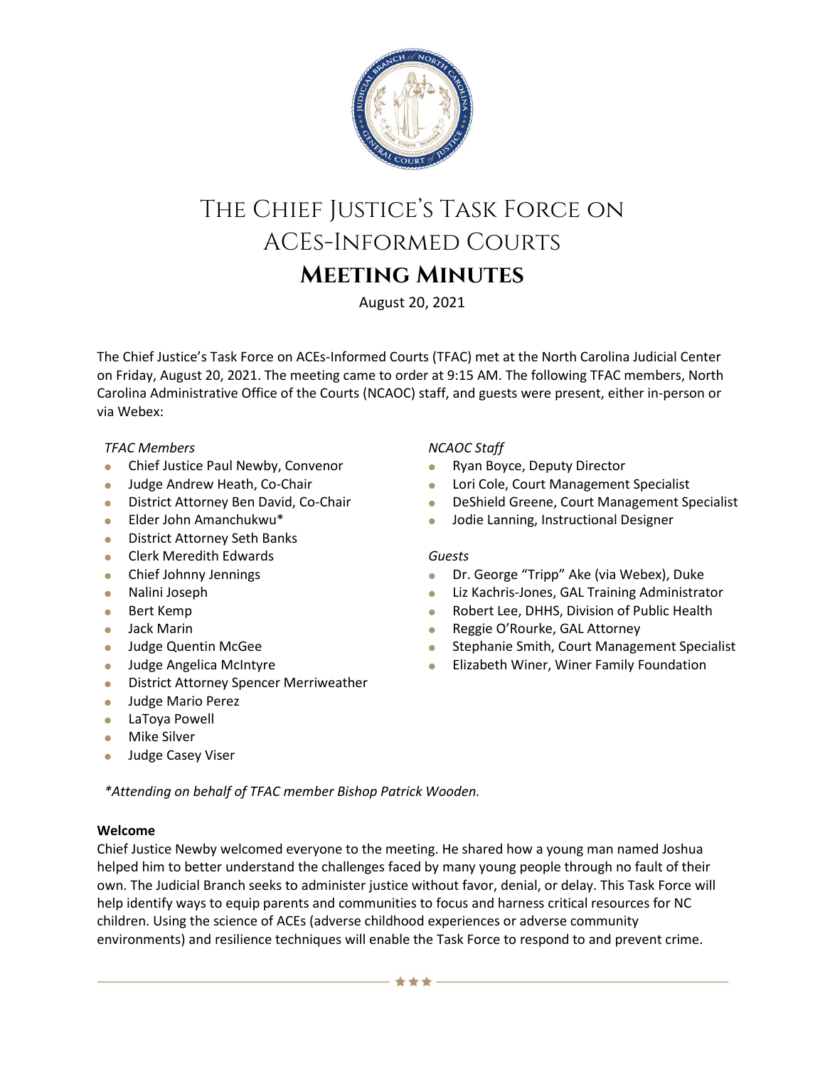# The Chief Justice's Task Force on ACEs-Informed Courts

## Meeting Minutes

August 20, 2021

The Chief Justice's Task Force on ACEs-Informed Courts (TFAC) met at the North Carolina Judicial Center on Friday, August 20, 2021. The meeting came to order at 9:15 AM. The following TFAC members, North Carolina Administrative Office of the Courts (NCAOC) staff, and guests were present, either in-person or via Webex:

*TFAC Members*

- Chief Justice Paul Newby, Convenor
- Judge Andrew Heath, Co-Chair
- District Attorney Ben David, Co-Chair
- Elder John Amanchukwu*
- District Attorney Seth Banks
- Clerk Meredith Edwards
- Chief Johnny Jennings
- Nalini Joseph
- Bert Kemp
- Jack Marin
- Judge Quentin McGee
- Judge Angelica McIntyre
- District Attorney Spencer Merriweather
- Judge Mario Perez
- LaToya Powell
- Mike Silver
- Judge Casey Viser

*NCAOC Staff*

- Ryan Boyce, Deputy Director
- Lori Cole, Court Management Specialist
- DeShield Greene, Court Management Specialist
- Jodie Lanning, Instructional Designer

*Guests*

- Dr. George "Tripp" Ake (via Webex), Duke
- Liz Kachris-Jones, GAL Training Administrator
- Robert Lee, DHHS, Division of Public Health
- Reggie O'Rourke, GAL Attorney
- Stephanie Smith, Court Management Specialist
- Elizabeth Winer, Winer Family Foundation

**Attending on behalf of TFAC member Bishop Patrick Wooden.*

**Welcome**

Chief Justice Newby welcomed everyone to the meeting. He shared how a young man named Joshua helped him to better understand the challenges faced by many young people through no fault of their own. The Judicial Branch seeks to administer justice without favor, denial, or delay. This Task Force will help identify ways to equip parents and communities to focus and harness critical resources for NC children. Using the science of ACEs (adverse childhood experiences or adverse community environments) and resilience techniques will enable the Task Force to respond to and prevent crime.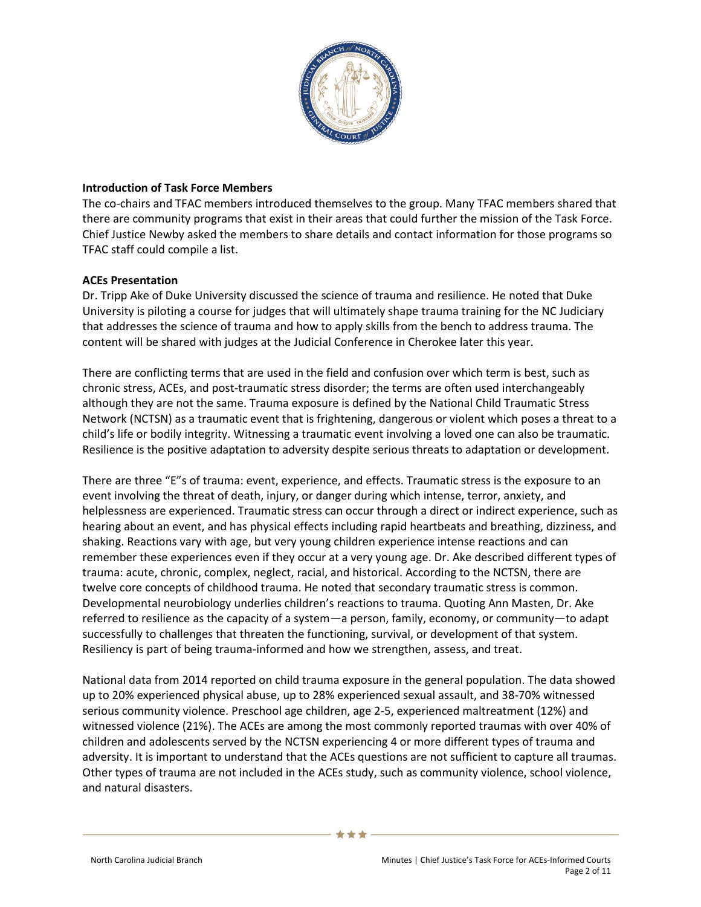**Introduction of Task Force Members**

The co-chairs and TFAC members introduced themselves to the group. Many TFAC members shared that there are community programs that exist in their areas that could further the mission of the Task Force. Chief Justice Newby asked the members to share details and contact information for those programs so TFAC staff could compile a list.

**ACEs Presentation**

Dr. Tripp Ake of Duke University discussed the science of trauma and resilience. He noted that Duke University is piloting a course for judges that will ultimately shape trauma training for the NC Judiciary that addresses the science of trauma and how to apply skills from the bench to address trauma. The content will be shared with judges at the Judicial Conference in Cherokee later this year.

There are conflicting terms that are used in the field and confusion over which term is best, such as chronic stress, ACEs, and post-traumatic stress disorder; the terms are often used interchangeably although they are not the same. Trauma exposure is defined by the National Child Traumatic Stress Network (NCTSN) as a traumatic event that is frightening, dangerous or violent which poses a threat to a child's life or bodily integrity. Witnessing a traumatic event involving a loved one can also be traumatic. Resilience is the positive adaptation to adversity despite serious threats to adaptation or development.

There are three "E"s of trauma: event, experience, and effects. Traumatic stress is the exposure to an event involving the threat of death, injury, or danger during which intense, terror, anxiety, and helplessness are experienced. Traumatic stress can occur through a direct or indirect experience, such as hearing about an event, and has physical effects including rapid heartbeats and breathing, dizziness, and shaking. Reactions vary with age, but very young children experience intense reactions and can remember these experiences even if they occur at a very young age. Dr. Ake described different types of trauma: acute, chronic, complex, neglect, racial, and historical. According to the NCTSN, there are twelve core concepts of childhood trauma. He noted that secondary traumatic stress is common. Developmental neurobiology underlies children's reactions to trauma. Quoting Ann Masten, Dr. Ake referred to resilience as the capacity of a system—a person, family, economy, or community—to adapt successfully to challenges that threaten the functioning, survival, or development of that system. Resiliency is part of being trauma-informed and how we strengthen, assess, and treat.

National data from 2014 reported on child trauma exposure in the general population. The data showed up to 20% experienced physical abuse, up to 28% experienced sexual assault, and 38-70% witnessed serious community violence. Preschool age children, age 2-5, experienced maltreatment (12%) and witnessed violence (21%). The ACEs are among the most commonly reported traumas with over 40% of children and adolescents served by the NCTSN experiencing 4 or more different types of trauma and adversity. It is important to understand that the ACEs questions are not sufficient to capture all traumas. Other types of trauma are not included in the ACEs study, such as community violence, school violence, and natural disasters.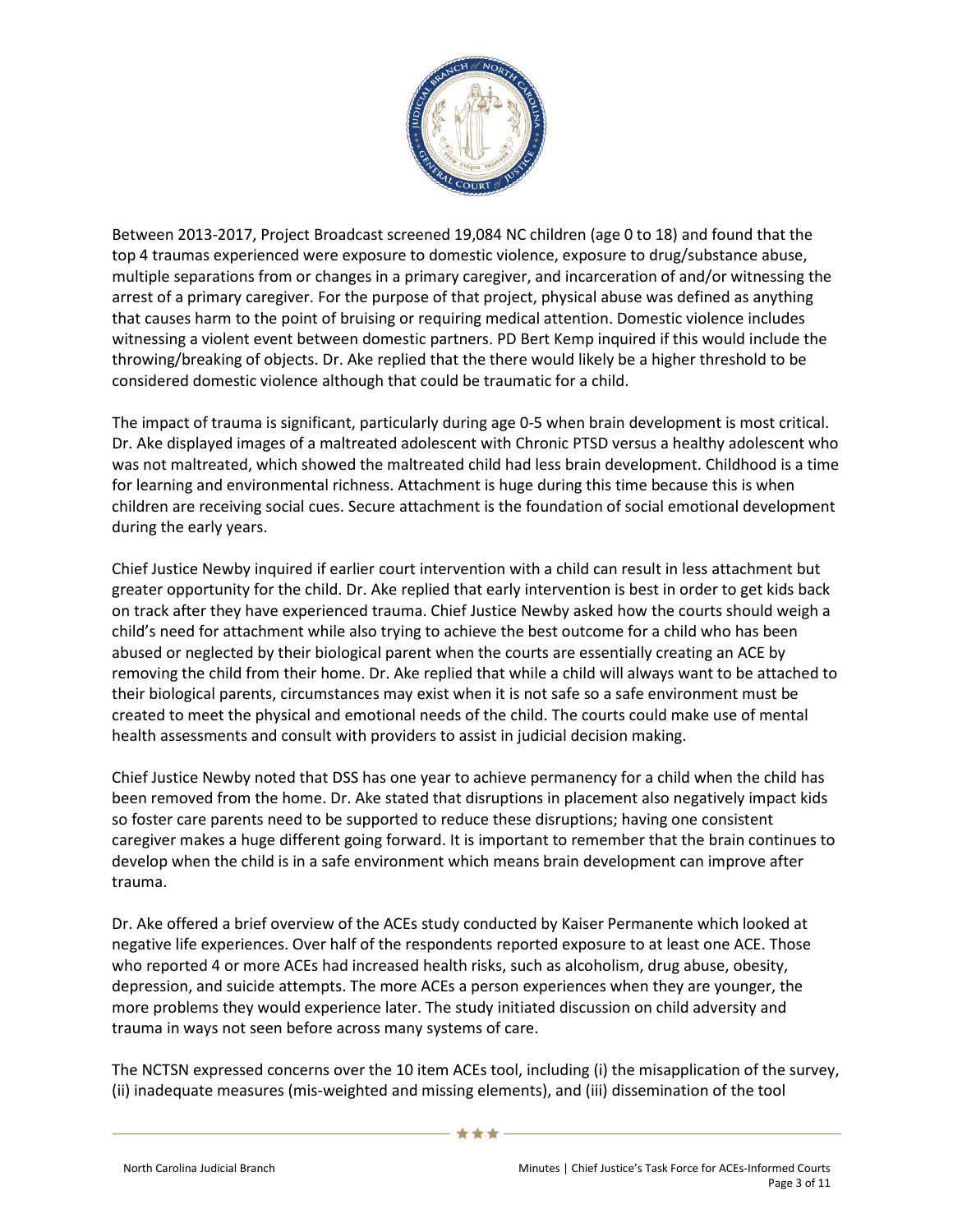Between 2013-2017, Project Broadcast screened 19,084 NC children (age 0 to 18) and found that the top 4 traumas experienced were exposure to domestic violence, exposure to drug/substance abuse, multiple separations from or changes in a primary caregiver, and incarceration of and/or witnessing the arrest of a primary caregiver. For the purpose of that project, physical abuse was defined as anything that causes harm to the point of bruising or requiring medical attention. Domestic violence includes witnessing a violent event between domestic partners. PD Bert Kemp inquired if this would include the throwing/breaking of objects. Dr. Ake replied that the there would likely be a higher threshold to be considered domestic violence although that could be traumatic for a child.

The impact of trauma is significant, particularly during age 0-5 when brain development is most critical. Dr. Ake displayed images of a maltreated adolescent with Chronic PTSD versus a healthy adolescent who was not maltreated, which showed the maltreated child had less brain development. Childhood is a time for learning and environmental richness. Attachment is huge during this time because this is when children are receiving social cues. Secure attachment is the foundation of social emotional development during the early years.

Chief Justice Newby inquired if earlier court intervention with a child can result in less attachment but greater opportunity for the child. Dr. Ake replied that early intervention is best in order to get kids back on track after they have experienced trauma. Chief Justice Newby asked how the courts should weigh a child's need for attachment while also trying to achieve the best outcome for a child who has been abused or neglected by their biological parent when the courts are essentially creating an ACE by removing the child from their home. Dr. Ake replied that while a child will always want to be attached to their biological parents, circumstances may exist when it is not safe so a safe environment must be created to meet the physical and emotional needs of the child. The courts could make use of mental health assessments and consult with providers to assist in judicial decision making.

Chief Justice Newby noted that DSS has one year to achieve permanency for a child when the child has been removed from the home. Dr. Ake stated that disruptions in placement also negatively impact kids so foster care parents need to be supported to reduce these disruptions; having one consistent caregiver makes a huge different going forward. It is important to remember that the brain continues to develop when the child is in a safe environment which means brain development can improve after trauma.

Dr. Ake offered a brief overview of the ACEs study conducted by Kaiser Permanente which looked at negative life experiences. Over half of the respondents reported exposure to at least one ACE. Those who reported 4 or more ACEs had increased health risks, such as alcoholism, drug abuse, obesity, depression, and suicide attempts. The more ACEs a person experiences when they are younger, the more problems they would experience later. The study initiated discussion on child adversity and trauma in ways not seen before across many systems of care.

The NCTSN expressed concerns over the 10 item ACEs tool, including (i) the misapplication of the survey, (ii) inadequate measures (mis-weighted and missing elements), and (iii) dissemination of the tool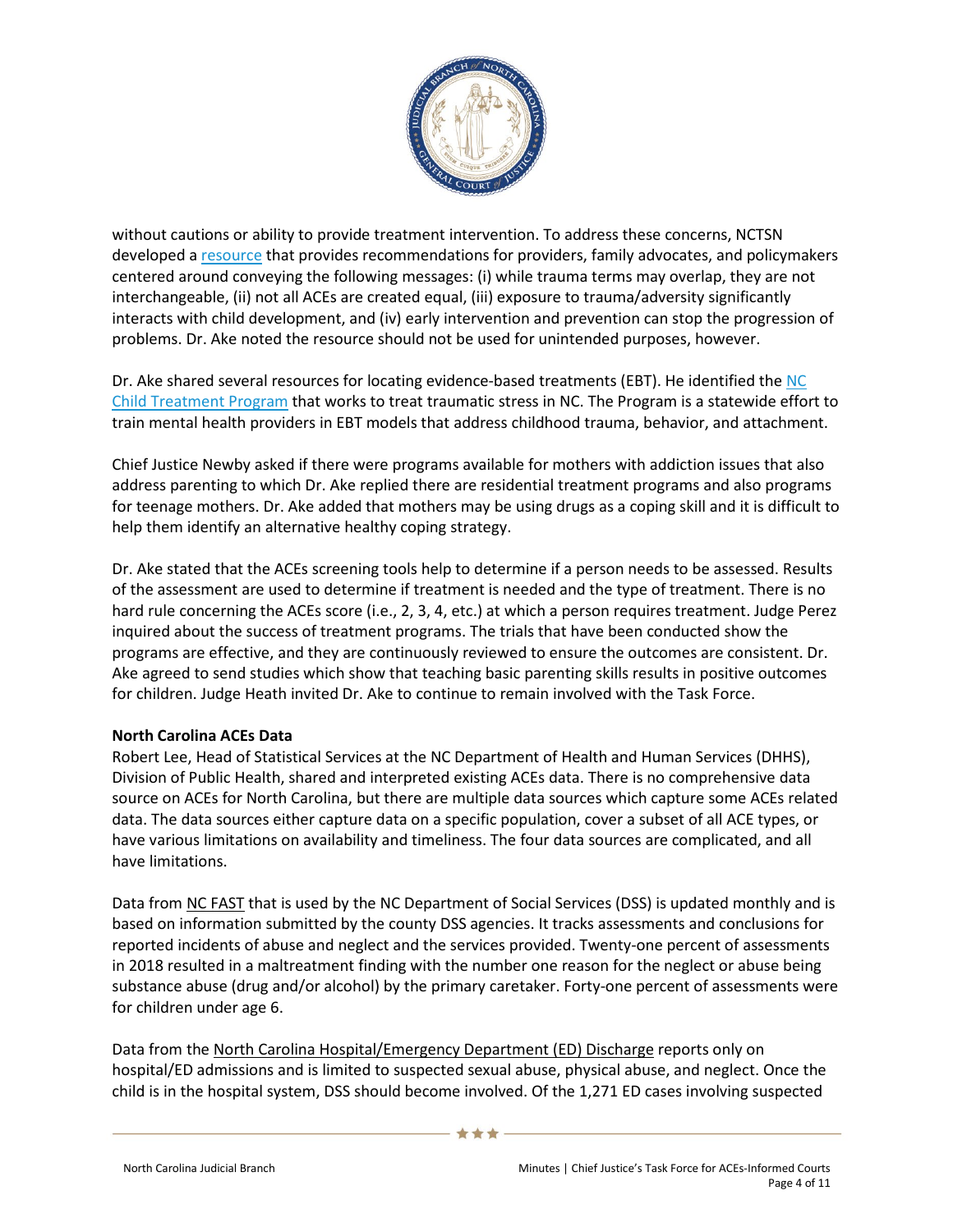without cautions or ability to provide treatment intervention. To address these concerns, NCTSN developed a resource that provides recommendations for providers, family advocates, and policymakers centered around conveying the following messages: (i) while trauma terms may overlap, they are not interchangeable, (ii) not all ACEs are created equal, (iii) exposure to trauma/adversity significantly interacts with child development, and (iv) early intervention and prevention can stop the progression of problems. Dr. Ake noted the resource should not be used for unintended purposes, however.

Dr. Ake shared several resources for locating evidence-based treatments (EBT). He identified the NC Child Treatment Program that works to treat traumatic stress in NC. The Program is a statewide effort to train mental health providers in EBT models that address childhood trauma, behavior, and attachment.

Chief Justice Newby asked if there were programs available for mothers with addiction issues that also address parenting to which Dr. Ake replied there are residential treatment programs and also programs for teenage mothers. Dr. Ake added that mothers may be using drugs as a coping skill and it is difficult to help them identify an alternative healthy coping strategy.

Dr. Ake stated that the ACEs screening tools help to determine if a person needs to be assessed. Results of the assessment are used to determine if treatment is needed and the type of treatment. There is no hard rule concerning the ACEs score (i.e., 2, 3, 4, etc.) at which a person requires treatment. Judge Perez inquired about the success of treatment programs. The trials that have been conducted show the programs are effective, and they are continuously reviewed to ensure the outcomes are consistent. Dr. Ake agreed to send studies which show that teaching basic parenting skills results in positive outcomes for children. Judge Heath invited Dr. Ake to continue to remain involved with the Task Force.

**North Carolina ACEs Data**

Robert Lee, Head of Statistical Services at the NC Department of Health and Human Services (DHHS), Division of Public Health, shared and interpreted existing ACEs data. There is no comprehensive data source on ACEs for North Carolina, but there are multiple data sources which capture some ACEs related data. The data sources either capture data on a specific population, cover a subset of all ACE types, or have various limitations on availability and timeliness. The four data sources are complicated, and all have limitations.

Data from NC FAST that is used by the NC Department of Social Services (DSS) is updated monthly and is based on information submitted by the county DSS agencies. It tracks assessments and conclusions for reported incidents of abuse and neglect and the services provided. Twenty-one percent of assessments in 2018 resulted in a maltreatment finding with the number one reason for the neglect or abuse being substance abuse (drug and/or alcohol) by the primary caretaker. Forty-one percent of assessments were for children under age 6.

Data from the North Carolina Hospital/Emergency Department (ED) Discharge reports only on hospital/ED admissions and is limited to suspected sexual abuse, physical abuse, and neglect. Once the child is in the hospital system, DSS should become involved. Of the 1,271 ED cases involving suspected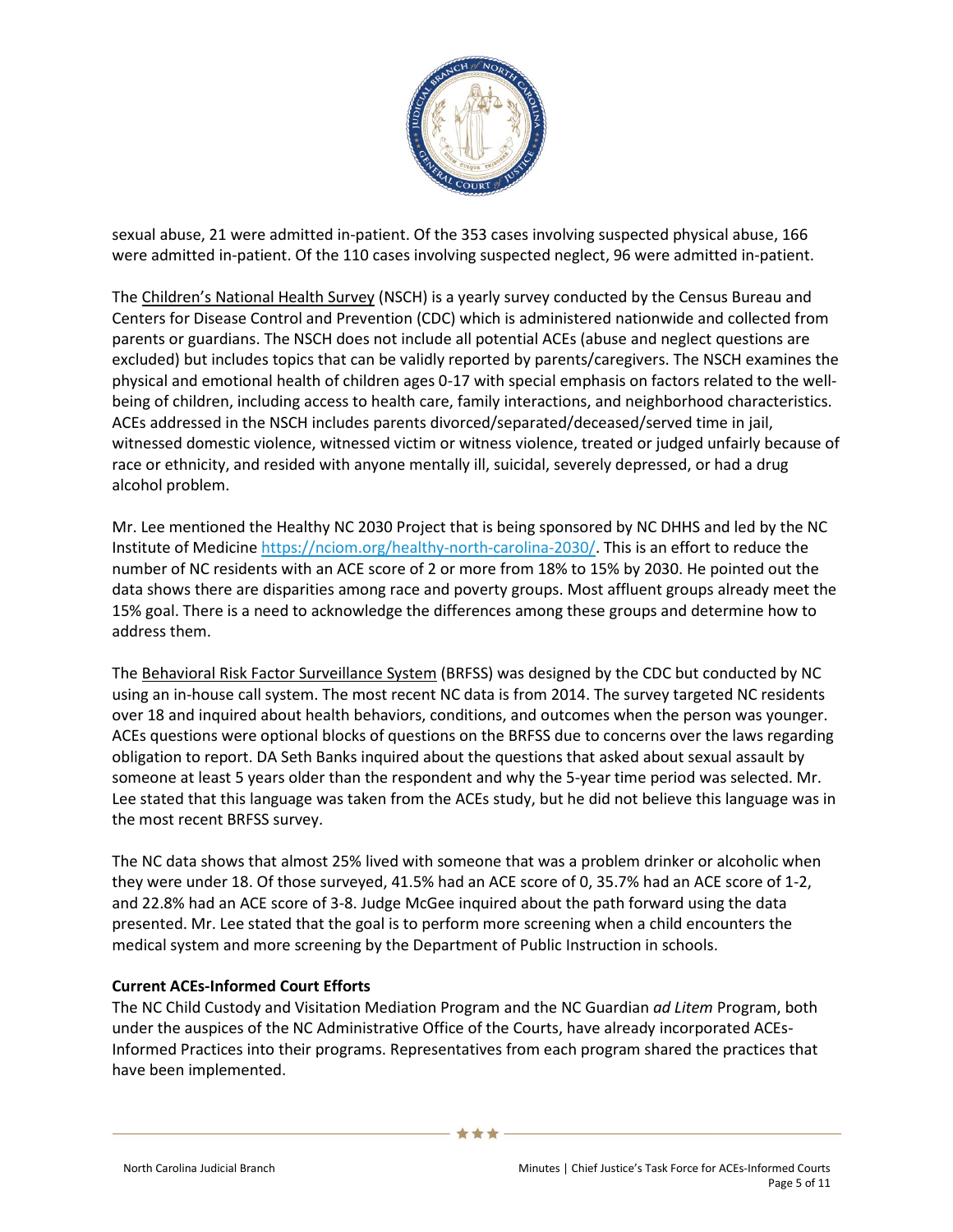sexual abuse, 21 were admitted in-patient. Of the 353 cases involving suspected physical abuse, 166 were admitted in-patient. Of the 110 cases involving suspected neglect, 96 were admitted in-patient.

The Children's National Health Survey (NSCH) is a yearly survey conducted by the Census Bureau and Centers for Disease Control and Prevention (CDC) which is administered nationwide and collected from parents or guardians. The NSCH does not include all potential ACEs (abuse and neglect questions are excluded) but includes topics that can be validly reported by parents/caregivers. The NSCH examines the physical and emotional health of children ages 0-17 with special emphasis on factors related to the well-being of children, including access to health care, family interactions, and neighborhood characteristics. ACEs addressed in the NSCH includes parents divorced/separated/deceased/served time in jail, witnessed domestic violence, witnessed victim or witness violence, treated or judged unfairly because of race or ethnicity, and resided with anyone mentally ill, suicidal, severely depressed, or had a drug alcohol problem.

Mr. Lee mentioned the Healthy NC 2030 Project that is being sponsored by NC DHHS and led by the NC Institute of Medicine https://nciom.org/healthy-north-carolina-2030/. This is an effort to reduce the number of NC residents with an ACE score of 2 or more from 18% to 15% by 2030. He pointed out the data shows there are disparities among race and poverty groups. Most affluent groups already meet the 15% goal. There is a need to acknowledge the differences among these groups and determine how to address them.

The Behavioral Risk Factor Surveillance System (BRFSS) was designed by the CDC but conducted by NC using an in-house call system. The most recent NC data is from 2014. The survey targeted NC residents over 18 and inquired about health behaviors, conditions, and outcomes when the person was younger. ACEs questions were optional blocks of questions on the BRFSS due to concerns over the laws regarding obligation to report. DA Seth Banks inquired about the questions that asked about sexual assault by someone at least 5 years older than the respondent and why the 5-year time period was selected. Mr. Lee stated that this language was taken from the ACEs study, but he did not believe this language was in the most recent BRFSS survey.

The NC data shows that almost 25% lived with someone that was a problem drinker or alcoholic when they were under 18. Of those surveyed, 41.5% had an ACE score of 0, 35.7% had an ACE score of 1-2, and 22.8% had an ACE score of 3-8. Judge McGee inquired about the path forward using the data presented. Mr. Lee stated that the goal is to perform more screening when a child encounters the medical system and more screening by the Department of Public Instruction in schools.

**Current ACEs-Informed Court Efforts**

The NC Child Custody and Visitation Mediation Program and the NC Guardian *ad Litem* Program, both under the auspices of the NC Administrative Office of the Courts, have already incorporated ACEs-Informed Practices into their programs. Representatives from each program shared the practices that have been implemented.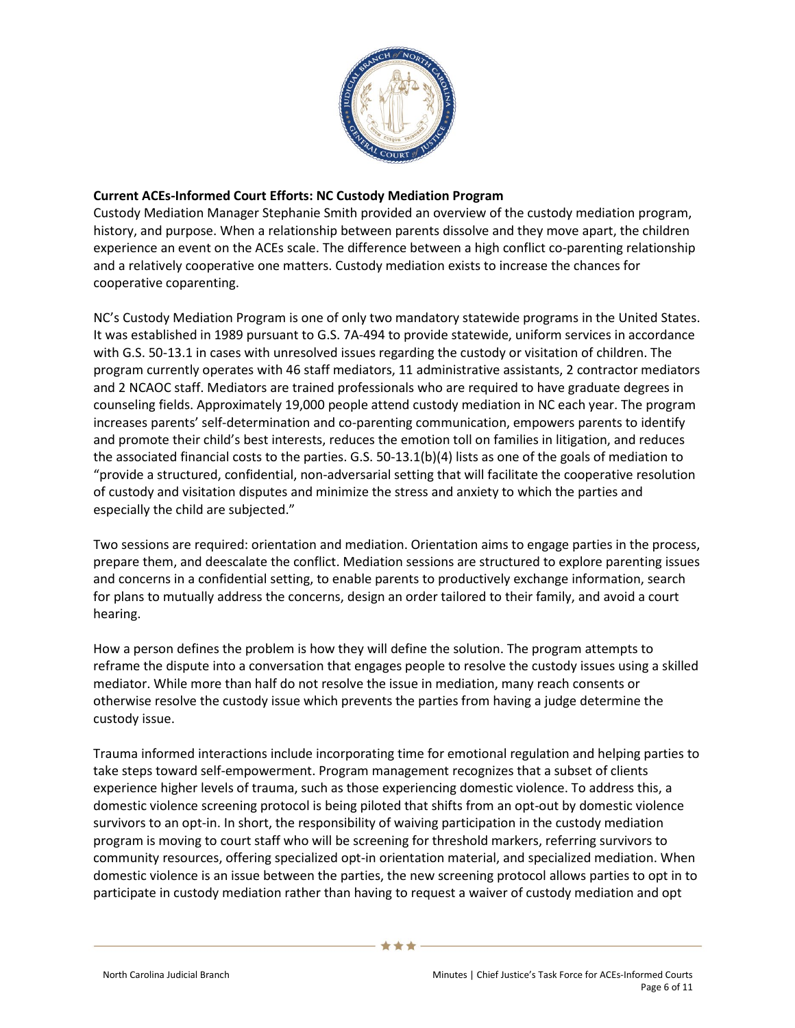**Current ACEs-Informed Court Efforts: NC Custody Mediation Program**

Custody Mediation Manager Stephanie Smith provided an overview of the custody mediation program, history, and purpose. When a relationship between parents dissolve and they move apart, the children experience an event on the ACEs scale. The difference between a high conflict co-parenting relationship and a relatively cooperative one matters. Custody mediation exists to increase the chances for cooperative coparenting.

NC's Custody Mediation Program is one of only two mandatory statewide programs in the United States. It was established in 1989 pursuant to G.S. 7A-494 to provide statewide, uniform services in accordance with G.S. 50-13.1 in cases with unresolved issues regarding the custody or visitation of children. The program currently operates with 46 staff mediators, 11 administrative assistants, 2 contractor mediators and 2 NCAOC staff. Mediators are trained professionals who are required to have graduate degrees in counseling fields. Approximately 19,000 people attend custody mediation in NC each year. The program increases parents' self-determination and co-parenting communication, empowers parents to identify and promote their child's best interests, reduces the emotion toll on families in litigation, and reduces the associated financial costs to the parties. G.S. 50-13.1(b)(4) lists as one of the goals of mediation to "provide a structured, confidential, non-adversarial setting that will facilitate the cooperative resolution of custody and visitation disputes and minimize the stress and anxiety to which the parties and especially the child are subjected."

Two sessions are required: orientation and mediation. Orientation aims to engage parties in the process, prepare them, and deescalate the conflict. Mediation sessions are structured to explore parenting issues and concerns in a confidential setting, to enable parents to productively exchange information, search for plans to mutually address the concerns, design an order tailored to their family, and avoid a court hearing.

How a person defines the problem is how they will define the solution. The program attempts to reframe the dispute into a conversation that engages people to resolve the custody issues using a skilled mediator. While more than half do not resolve the issue in mediation, many reach consents or otherwise resolve the custody issue which prevents the parties from having a judge determine the custody issue.

Trauma informed interactions include incorporating time for emotional regulation and helping parties to take steps toward self-empowerment. Program management recognizes that a subset of clients experience higher levels of trauma, such as those experiencing domestic violence. To address this, a domestic violence screening protocol is being piloted that shifts from an opt-out by domestic violence survivors to an opt-in. In short, the responsibility of waiving participation in the custody mediation program is moving to court staff who will be screening for threshold markers, referring survivors to community resources, offering specialized opt-in orientation material, and specialized mediation. When domestic violence is an issue between the parties, the new screening protocol allows parties to opt in to participate in custody mediation rather than having to request a waiver of custody mediation and opt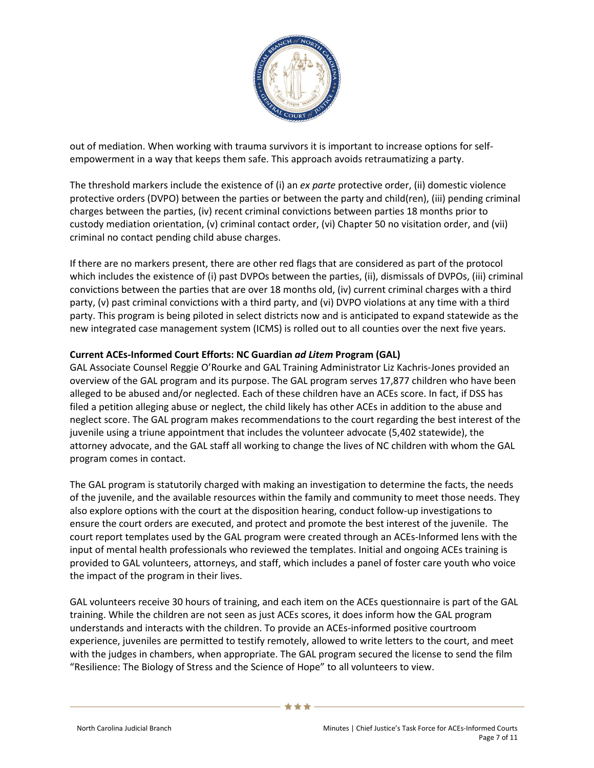out of mediation. When working with trauma survivors it is important to increase options for self-empowerment in a way that keeps them safe. This approach avoids retraumatizing a party.

The threshold markers include the existence of (i) an *ex parte* protective order, (ii) domestic violence protective orders (DVPO) between the parties or between the party and child(ren), (iii) pending criminal charges between the parties, (iv) recent criminal convictions between parties 18 months prior to custody mediation orientation, (v) criminal contact order, (vi) Chapter 50 no visitation order, and (vii) criminal no contact pending child abuse charges.

If there are no markers present, there are other red flags that are considered as part of the protocol which includes the existence of (i) past DVPOs between the parties, (ii), dismissals of DVPOs, (iii) criminal convictions between the parties that are over 18 months old, (iv) current criminal charges with a third party, (v) past criminal convictions with a third party, and (vi) DVPO violations at any time with a third party. This program is being piloted in select districts now and is anticipated to expand statewide as the new integrated case management system (ICMS) is rolled out to all counties over the next five years.

**Current ACEs-Informed Court Efforts: NC Guardian *ad Litem* Program (GAL)**

GAL Associate Counsel Reggie O'Rourke and GAL Training Administrator Liz Kachris-Jones provided an overview of the GAL program and its purpose. The GAL program serves 17,877 children who have been alleged to be abused and/or neglected. Each of these children have an ACEs score. In fact, if DSS has filed a petition alleging abuse or neglect, the child likely has other ACEs in addition to the abuse and neglect score. The GAL program makes recommendations to the court regarding the best interest of the juvenile using a triune appointment that includes the volunteer advocate (5,402 statewide), the attorney advocate, and the GAL staff all working to change the lives of NC children with whom the GAL program comes in contact.

The GAL program is statutorily charged with making an investigation to determine the facts, the needs of the juvenile, and the available resources within the family and community to meet those needs. They also explore options with the court at the disposition hearing, conduct follow-up investigations to ensure the court orders are executed, and protect and promote the best interest of the juvenile. The court report templates used by the GAL program were created through an ACEs-Informed lens with the input of mental health professionals who reviewed the templates. Initial and ongoing ACEs training is provided to GAL volunteers, attorneys, and staff, which includes a panel of foster care youth who voice the impact of the program in their lives.

GAL volunteers receive 30 hours of training, and each item on the ACEs questionnaire is part of the GAL training. While the children are not seen as just ACEs scores, it does inform how the GAL program understands and interacts with the children. To provide an ACEs-informed positive courtroom experience, juveniles are permitted to testify remotely, allowed to write letters to the court, and meet with the judges in chambers, when appropriate. The GAL program secured the license to send the film "Resilience: The Biology of Stress and the Science of Hope" to all volunteers to view.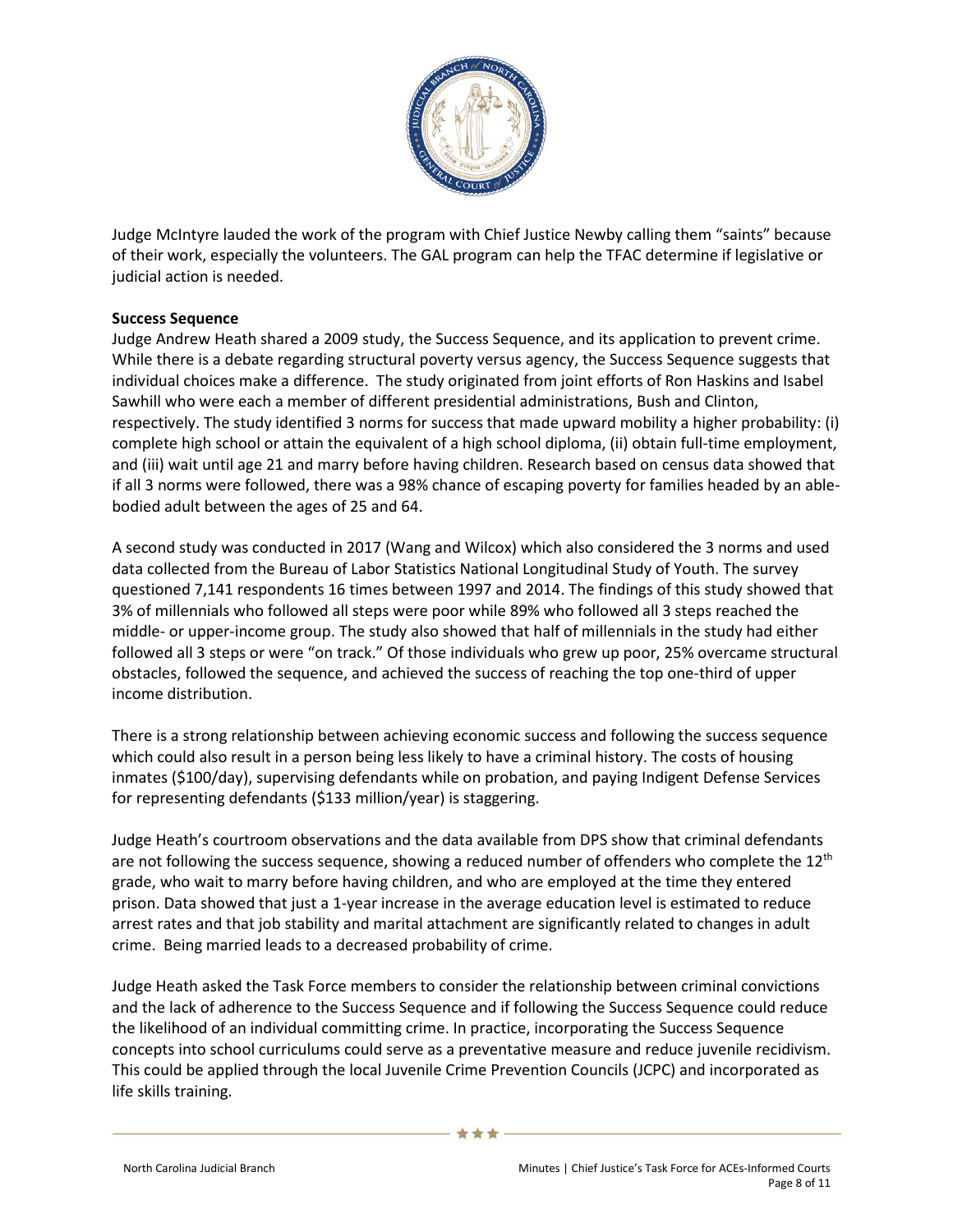Judge McIntyre lauded the work of the program with Chief Justice Newby calling them "saints" because of their work, especially the volunteers. The GAL program can help the TFAC determine if legislative or judicial action is needed.

**Success Sequence**

Judge Andrew Heath shared a 2009 study, the Success Sequence, and its application to prevent crime. While there is a debate regarding structural poverty versus agency, the Success Sequence suggests that individual choices make a difference. The study originated from joint efforts of Ron Haskins and Isabel Sawhill who were each a member of different presidential administrations, Bush and Clinton, respectively. The study identified 3 norms for success that made upward mobility a higher probability: (i) complete high school or attain the equivalent of a high school diploma, (ii) obtain full-time employment, and (iii) wait until age 21 and marry before having children. Research based on census data showed that if all 3 norms were followed, there was a 98% chance of escaping poverty for families headed by an able-bodied adult between the ages of 25 and 64.

A second study was conducted in 2017 (Wang and Wilcox) which also considered the 3 norms and used data collected from the Bureau of Labor Statistics National Longitudinal Study of Youth. The survey questioned 7,141 respondents 16 times between 1997 and 2014. The findings of this study showed that 3% of millennials who followed all steps were poor while 89% who followed all 3 steps reached the middle- or upper-income group. The study also showed that half of millennials in the study had either followed all 3 steps or were "on track." Of those individuals who grew up poor, 25% overcame structural obstacles, followed the sequence, and achieved the success of reaching the top one-third of upper income distribution.

There is a strong relationship between achieving economic success and following the success sequence which could also result in a person being less likely to have a criminal history. The costs of housing inmates ($100/day), supervising defendants while on probation, and paying Indigent Defense Services for representing defendants ($133 million/year) is staggering.

Judge Heath's courtroom observations and the data available from DPS show that criminal defendants are not following the success sequence, showing a reduced number of offenders who complete the 12th grade, who wait to marry before having children, and who are employed at the time they entered prison. Data showed that just a 1-year increase in the average education level is estimated to reduce arrest rates and that job stability and marital attachment are significantly related to changes in adult crime. Being married leads to a decreased probability of crime.

Judge Heath asked the Task Force members to consider the relationship between criminal convictions and the lack of adherence to the Success Sequence and if following the Success Sequence could reduce the likelihood of an individual committing crime. In practice, incorporating the Success Sequence concepts into school curriculums could serve as a preventative measure and reduce juvenile recidivism. This could be applied through the local Juvenile Crime Prevention Councils (JCPC) and incorporated as life skills training.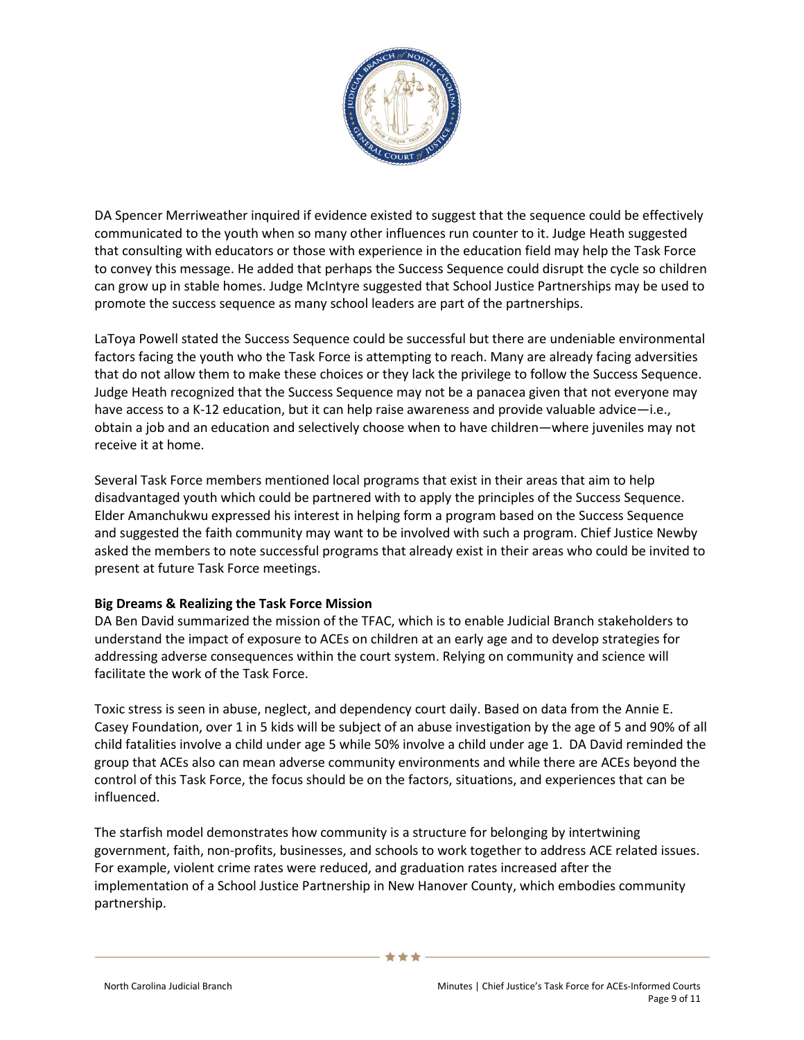DA Spencer Merriweather inquired if evidence existed to suggest that the sequence could be effectively communicated to the youth when so many other influences run counter to it. Judge Heath suggested that consulting with educators or those with experience in the education field may help the Task Force to convey this message. He added that perhaps the Success Sequence could disrupt the cycle so children can grow up in stable homes. Judge McIntyre suggested that School Justice Partnerships may be used to promote the success sequence as many school leaders are part of the partnerships.

LaToya Powell stated the Success Sequence could be successful but there are undeniable environmental factors facing the youth who the Task Force is attempting to reach. Many are already facing adversities that do not allow them to make these choices or they lack the privilege to follow the Success Sequence. Judge Heath recognized that the Success Sequence may not be a panacea given that not everyone may have access to a K-12 education, but it can help raise awareness and provide valuable advice—i.e., obtain a job and an education and selectively choose when to have children—where juveniles may not receive it at home.

Several Task Force members mentioned local programs that exist in their areas that aim to help disadvantaged youth which could be partnered with to apply the principles of the Success Sequence. Elder Amanchukwu expressed his interest in helping form a program based on the Success Sequence and suggested the faith community may want to be involved with such a program. Chief Justice Newby asked the members to note successful programs that already exist in their areas who could be invited to present at future Task Force meetings.

**Big Dreams & Realizing the Task Force Mission**

DA Ben David summarized the mission of the TFAC, which is to enable Judicial Branch stakeholders to understand the impact of exposure to ACEs on children at an early age and to develop strategies for addressing adverse consequences within the court system. Relying on community and science will facilitate the work of the Task Force.

Toxic stress is seen in abuse, neglect, and dependency court daily. Based on data from the Annie E. Casey Foundation, over 1 in 5 kids will be subject of an abuse investigation by the age of 5 and 90% of all child fatalities involve a child under age 5 while 50% involve a child under age 1. DA David reminded the group that ACEs also can mean adverse community environments and while there are ACEs beyond the control of this Task Force, the focus should be on the factors, situations, and experiences that can be influenced.

The starfish model demonstrates how community is a structure for belonging by intertwining government, faith, non-profits, businesses, and schools to work together to address ACE related issues. For example, violent crime rates were reduced, and graduation rates increased after the implementation of a School Justice Partnership in New Hanover County, which embodies community partnership.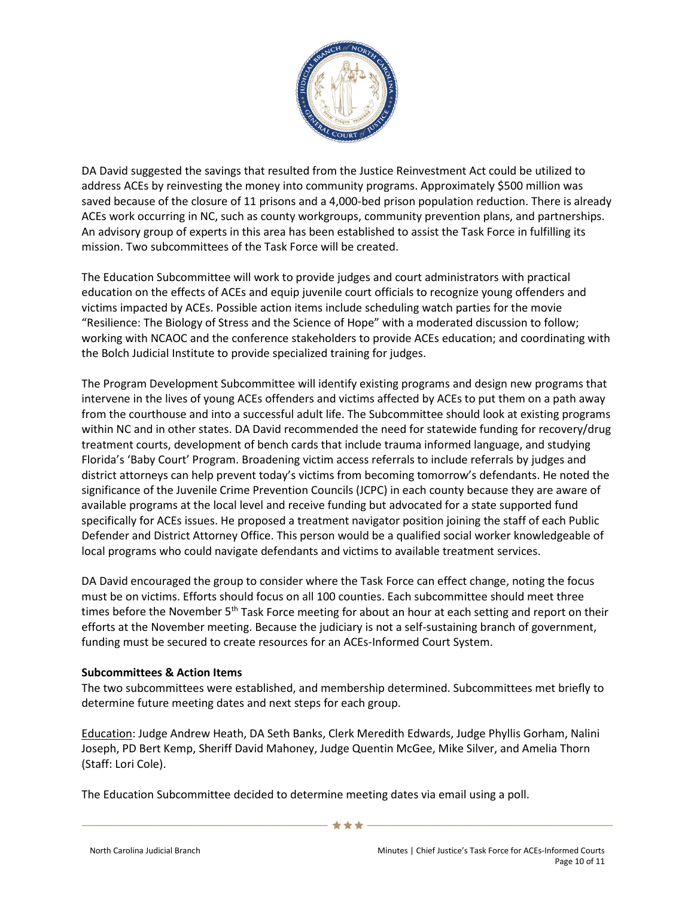DA David suggested the savings that resulted from the Justice Reinvestment Act could be utilized to address ACEs by reinvesting the money into community programs. Approximately $500 million was saved because of the closure of 11 prisons and a 4,000-bed prison population reduction. There is already ACEs work occurring in NC, such as county workgroups, community prevention plans, and partnerships. An advisory group of experts in this area has been established to assist the Task Force in fulfilling its mission. Two subcommittees of the Task Force will be created.

The Education Subcommittee will work to provide judges and court administrators with practical education on the effects of ACEs and equip juvenile court officials to recognize young offenders and victims impacted by ACEs. Possible action items include scheduling watch parties for the movie "Resilience: The Biology of Stress and the Science of Hope" with a moderated discussion to follow; working with NCAOC and the conference stakeholders to provide ACEs education; and coordinating with the Bolch Judicial Institute to provide specialized training for judges.

The Program Development Subcommittee will identify existing programs and design new programs that intervene in the lives of young ACEs offenders and victims affected by ACEs to put them on a path away from the courthouse and into a successful adult life. The Subcommittee should look at existing programs within NC and in other states. DA David recommended the need for statewide funding for recovery/drug treatment courts, development of bench cards that include trauma informed language, and studying Florida's 'Baby Court' Program. Broadening victim access referrals to include referrals by judges and district attorneys can help prevent today's victims from becoming tomorrow's defendants. He noted the significance of the Juvenile Crime Prevention Councils (JCPC) in each county because they are aware of available programs at the local level and receive funding but advocated for a state supported fund specifically for ACEs issues. He proposed a treatment navigator position joining the staff of each Public Defender and District Attorney Office. This person would be a qualified social worker knowledgeable of local programs who could navigate defendants and victims to available treatment services.

DA David encouraged the group to consider where the Task Force can effect change, noting the focus must be on victims. Efforts should focus on all 100 counties. Each subcommittee should meet three times before the November 5th Task Force meeting for about an hour at each setting and report on their efforts at the November meeting. Because the judiciary is not a self-sustaining branch of government, funding must be secured to create resources for an ACEs-Informed Court System.

**Subcommittees & Action Items**
The two subcommittees were established, and membership determined. Subcommittees met briefly to determine future meeting dates and next steps for each group.

<u>Education</u>: Judge Andrew Heath, DA Seth Banks, Clerk Meredith Edwards, Judge Phyllis Gorham, Nalini Joseph, PD Bert Kemp, Sheriff David Mahoney, Judge Quentin McGee, Mike Silver, and Amelia Thorn (Staff: Lori Cole).

The Education Subcommittee decided to determine meeting dates via email using a poll.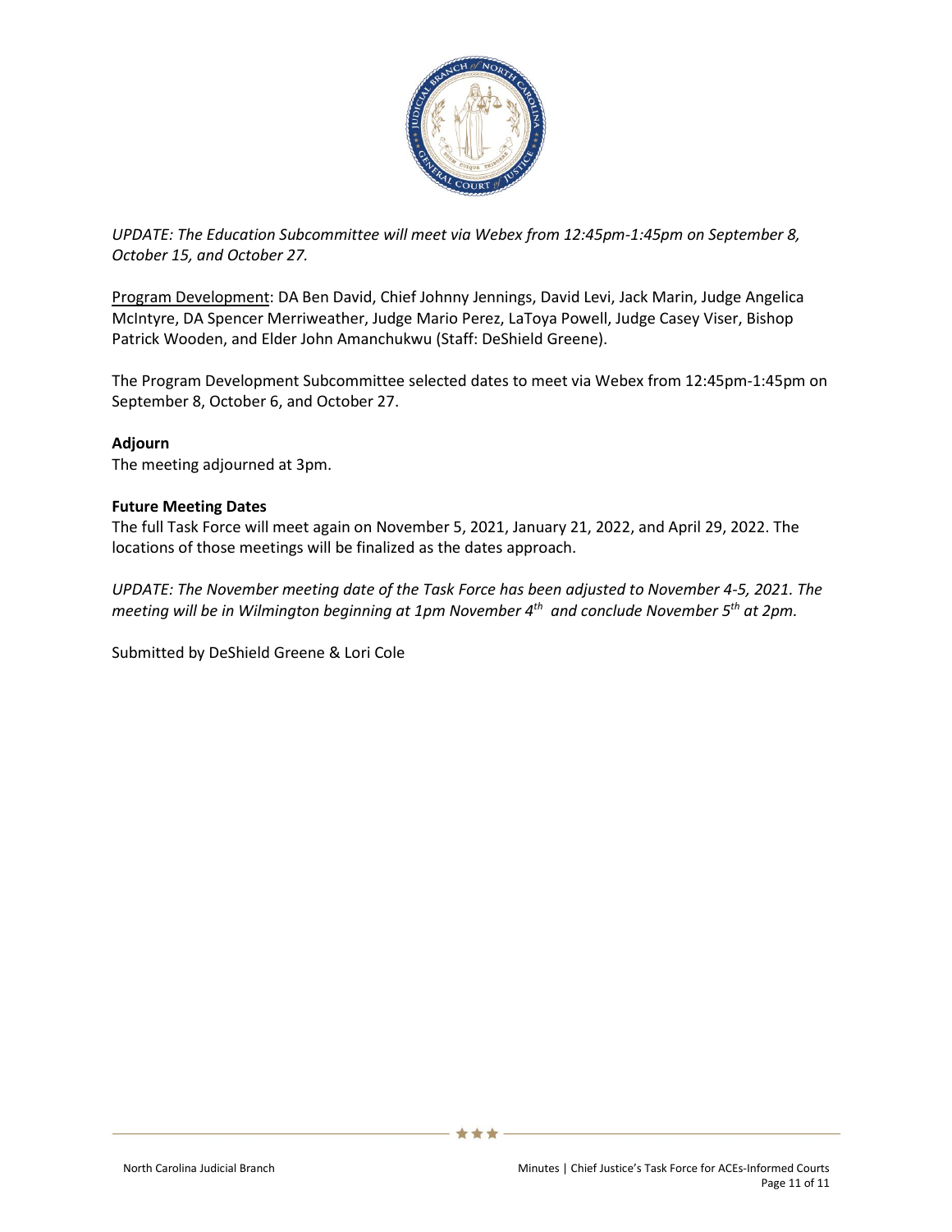*UPDATE: The Education Subcommittee will meet via Webex from 12:45pm-1:45pm on September 8, October 15, and October 27.*

Program Development: DA Ben David, Chief Johnny Jennings, David Levi, Jack Marin, Judge Angelica McIntyre, DA Spencer Merriweather, Judge Mario Perez, LaToya Powell, Judge Casey Viser, Bishop Patrick Wooden, and Elder John Amanchukwu (Staff: DeShield Greene).

The Program Development Subcommittee selected dates to meet via Webex from 12:45pm-1:45pm on September 8, October 6, and October 27.

**Adjourn**

The meeting adjourned at 3pm.

**Future Meeting Dates**

The full Task Force will meet again on November 5, 2021, January 21, 2022, and April 29, 2022. The locations of those meetings will be finalized as the dates approach.

*UPDATE: The November meeting date of the Task Force has been adjusted to November 4-5, 2021. The meeting will be in Wilmington beginning at 1pm November 4th and conclude November 5th at 2pm.*

Submitted by DeShield Greene & Lori Cole